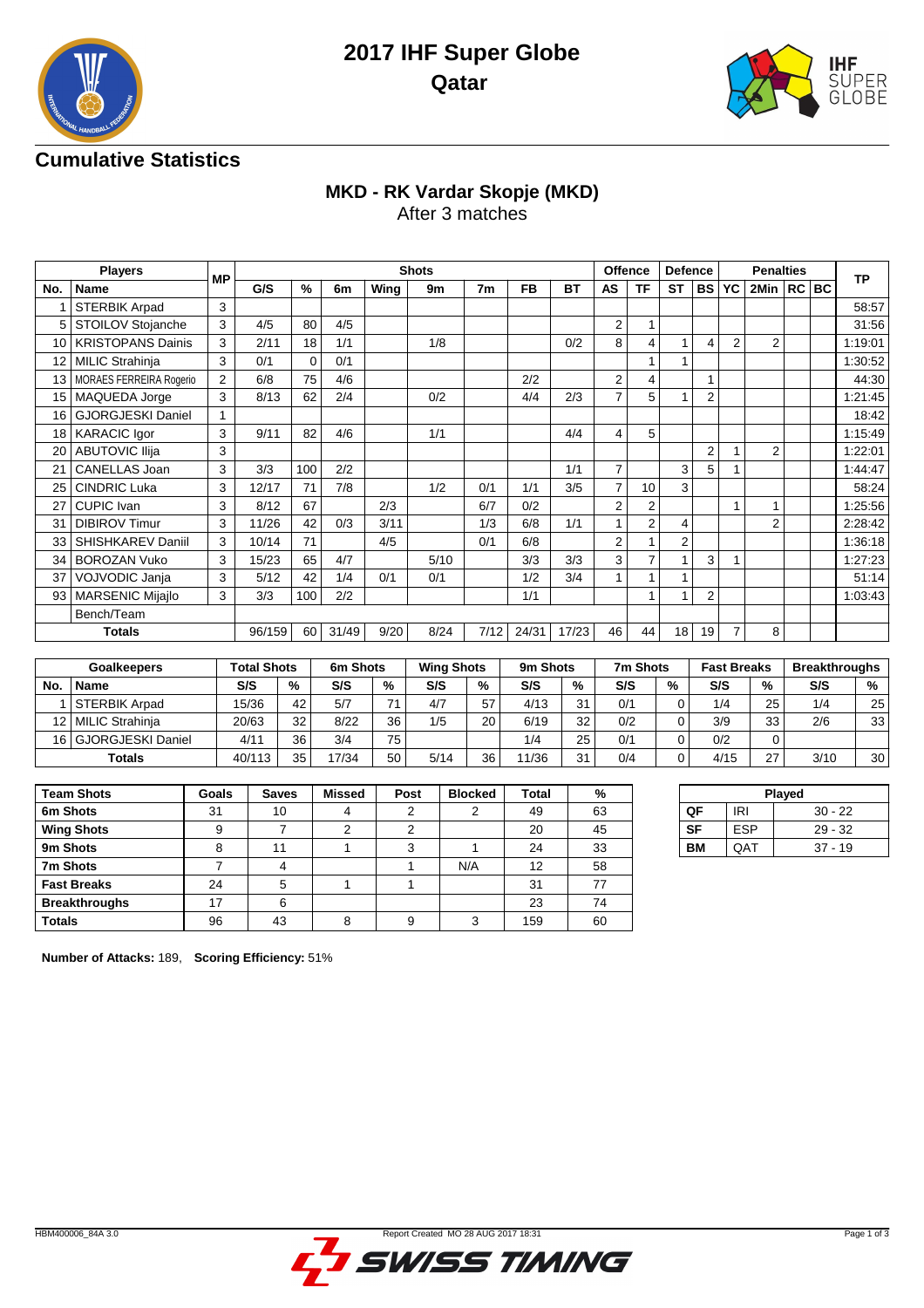# 2017 IHF Super Globe
## Qatar

## Cumulative Statistics

### MKD - RK Vardar Skopje (MKD)
After 3 matches

| Players | | MP | Shots | | | | | | | | Offence | | Defence | | Penalties | | | | TP |
|---|---|---|---|---|---|---|---|---|---|---|---|---|---|---|---|---|---|---|---|
| No. | Name | | G/S | % | 6m | Wing | 9m | 7m | FB | BT | AS | TF | ST | BS | YC | 2Min | RC | BC | |
| 1 | STERBIK Arpad | 3 | | | | | | | | | | | | | | | | | 58:57 |
| 5 | STOILOV Stojanche | 3 | 4/5 | 80 | 4/5 | | | | | | 2 | 1 | | | | | | | 31:56 |
| 10 | KRISTOPANS Dainis | 3 | 2/11 | 18 | 1/1 | | 1/8 | | | 0/2 | 8 | 4 | 1 | 4 | 2 | 2 | | | 1:19:01 |
| 12 | MILIC Strahinja | 3 | 0/1 | 0 | 0/1 | | | | | | | 1 | 1 | | | | | | 1:30:52 |
| 13 | MORAES FERREIRA Rogerio | 2 | 6/8 | 75 | 4/6 | | | | 2/2 | | 2 | 4 | | 1 | | | | | 44:30 |
| 15 | MAQUEDA Jorge | 3 | 8/13 | 62 | 2/4 | | 0/2 | | 4/4 | 2/3 | 7 | 5 | 1 | 2 | | | | | 1:21:45 |
| 16 | GJORGJESKI Daniel | 1 | | | | | | | | | | | | | | | | | 18:42 |
| 18 | KARACIC Igor | 3 | 9/11 | 82 | 4/6 | | 1/1 | | | 4/4 | 4 | 5 | | | | | | | 1:15:49 |
| 20 | ABUTOVIC Ilija | 3 | | | | | | | | | | | | 2 | 1 | 2 | | | 1:22:01 |
| 21 | CANELLAS Joan | 3 | 3/3 | 100 | 2/2 | | | | | 1/1 | 7 | | 3 | 5 | 1 | | | | 1:44:47 |
| 25 | CINDRIC Luka | 3 | 12/17 | 71 | 7/8 | | 1/2 | 0/1 | 1/1 | 3/5 | 7 | 10 | 3 | | | | | | 58:24 |
| 27 | CUPIC Ivan | 3 | 8/12 | 67 | | 2/3 | | 6/7 | 0/2 | | 2 | 2 | | | 1 | 1 | | | 1:25:56 |
| 31 | DIBIROV Timur | 3 | 11/26 | 42 | 0/3 | 3/11 | | 1/3 | 6/8 | 1/1 | 1 | 2 | 4 | | | 2 | | | 2:28:42 |
| 33 | SHISHKAREV Daniil | 3 | 10/14 | 71 | | 4/5 | | 0/1 | 6/8 | | 2 | 1 | 2 | | | | | | 1:36:18 |
| 34 | BOROZAN Vuko | 3 | 15/23 | 65 | 4/7 | | 5/10 | | 3/3 | 3/3 | 3 | 7 | 1 | 3 | 1 | | | | 1:27:23 |
| 37 | VOJVODIC Janja | 3 | 5/12 | 42 | 1/4 | 0/1 | 0/1 | | 1/2 | 3/4 | 1 | 1 | 1 | | | | | | 51:14 |
| 93 | MARSENIC Mijajlo | 3 | 3/3 | 100 | 2/2 | | | | 1/1 | | | 1 | 1 | 2 | | | | | 1:03:43 |
| | Bench/Team | | | | | | | | | | | | | | | | | | |
| | Totals | | 96/159 | 60 | 31/49 | 9/20 | 8/24 | 7/12 | 24/31 | 17/23 | 46 | 44 | 18 | 19 | 7 | 8 | | | |

| Goalkeepers | | Total Shots | | 6m Shots | | Wing Shots | | 9m Shots | | 7m Shots | | Fast Breaks | | Breakthroughs | |
|---|---|---|---|---|---|---|---|---|---|---|---|---|---|---|---|
| No. | Name | S/S | % | S/S | % | S/S | % | S/S | % | S/S | % | S/S | % | S/S | % |
| 1 | STERBIK Arpad | 15/36 | 42 | 5/7 | 71 | 4/7 | 57 | 4/13 | 31 | 0/1 | 0 | 1/4 | 25 | 1/4 | 25 |
| 12 | MILIC Strahinja | 20/63 | 32 | 8/22 | 36 | 1/5 | 20 | 6/19 | 32 | 0/2 | 0 | 3/9 | 33 | 2/6 | 33 |
| 16 | GJORGJESKI Daniel | 4/11 | 36 | 3/4 | 75 | | | 1/4 | 25 | 0/1 | 0 | 0/2 | 0 | | |
| | Totals | 40/113 | 35 | 17/34 | 50 | 5/14 | 36 | 11/36 | 31 | 0/4 | 0 | 4/15 | 27 | 3/10 | 30 |

| Team Shots | Goals | Saves | Missed | Post | Blocked | Total | % |
|---|---|---|---|---|---|---|---|
| 6m Shots | 31 | 10 | 4 | 2 | 2 | 49 | 63 |
| Wing Shots | 9 | 7 | 2 | 2 | | 20 | 45 |
| 9m Shots | 8 | 11 | 1 | 3 | 1 | 24 | 33 |
| 7m Shots | 7 | 4 | | 1 | N/A | 12 | 58 |
| Fast Breaks | 24 | 5 | 1 | 1 | | 31 | 77 |
| Breakthroughs | 17 | 6 | | | | 23 | 74 |
| Totals | 96 | 43 | 8 | 9 | 3 | 159 | 60 |

| Played | | |
|---|---|---|
| QF | IRI | 30 - 22 |
| SF | ESP | 29 - 32 |
| BM | QAT | 37 - 19 |

**Number of Attacks:** 189, **Scoring Efficiency:** 51%

HBM400006_84A 3.0 Report Created MO 28 AUG 2017 18:31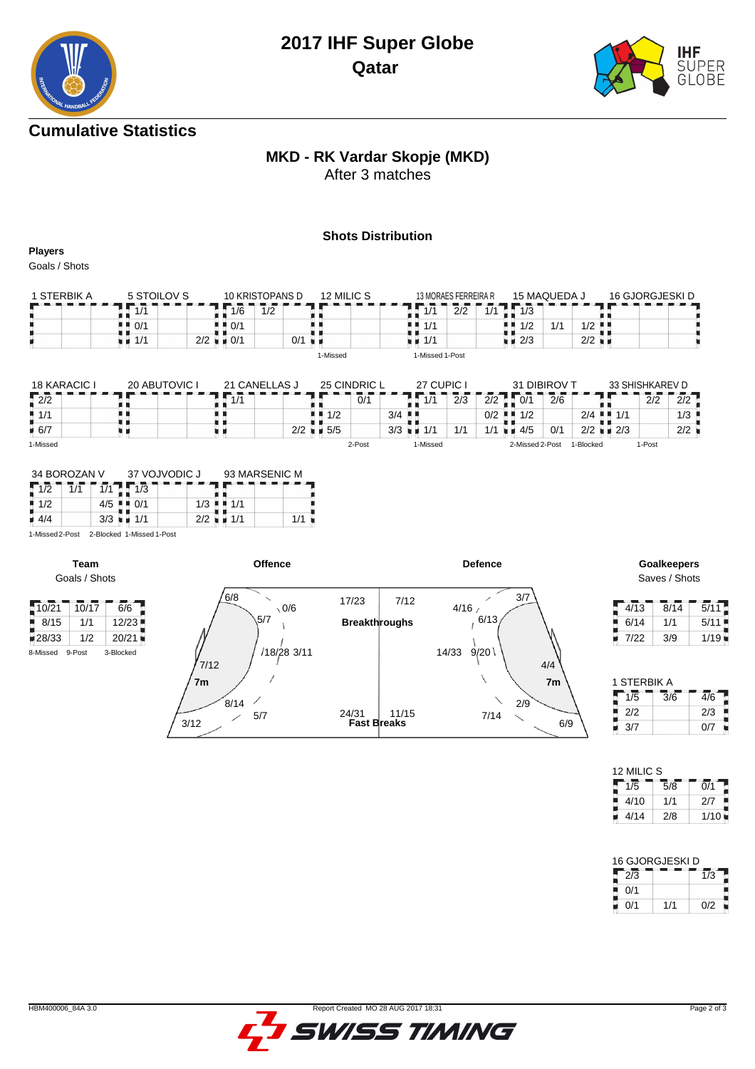# 2017 IHF Super Globe
## Qatar

## Cumulative Statistics

### MKD - RK Vardar Skopje (MKD)
After 3 matches

### Shots Distribution

**Players**
Goals / Shots

**1 STERBIK A**

| | | |
|---|---|---|
| | | |
| | | |
| | | |

**5 STOILOV S**

| | | |
|---|---|---|
| 1/1 | | |
| 0/1 | | |
| 1/1 | | 2/2 |

**10 KRISTOPANS D**

| | | |
|---|---|---|
| 1/6 | 1/2 | |
| 0/1 | | |
| 0/1 | | 0/1 |

**12 MILIC S**

| | | |
|---|---|---|
| | | |
| | | |
| | | |

1-Missed

**13 MORAES FERREIRA R**

| | | |
|---|---|---|
| 1/1 | 2/2 | 1/1 |
| 1/1 | | |
| 1/1 | | |

1-Missed 1-Post

**15 MAQUEDA J**

| | | |
|---|---|---|
| 1/3 | | |
| 1/2 | 1/1 | 1/2 |
| 2/3 | | 2/2 |

**16 GJORGJESKI D**

| | | |
|---|---|---|
| | | |
| | | |
| | | |

**18 KARACIC I**

| | | |
|---|---|---|
| 2/2 | | |
| 1/1 | | |
| 6/7 | | |

1-Missed

**20 ABUTOVIC I**

| | | |
|---|---|---|
| | | |
| | | |
| | | |

**21 CANELLAS J**

| | | |
|---|---|---|
| 1/1 | | |
| | | |
| | | 2/2 |

**25 CINDRIC L**

| | | |
|---|---|---|
| | 0/1 | |
| 1/2 | | 3/4 |
| 5/5 | | 3/3 |

2-Post

**27 CUPIC I**

| | | |
|---|---|---|
| 1/1 | 2/3 | 2/2 |
| | | 0/2 |
| 1/1 | 1/1 | 1/1 |

1-Missed

**31 DIBIROV T**

| | | |
|---|---|---|
| 0/1 | 2/6 | |
| 1/2 | | 2/4 |
| 4/5 | 0/1 | 2/2 |

2-Missed 2-Post 1-Blocked

**33 SHISHKAREV D**

| | | |
|---|---|---|
| | 2/2 | 2/2 |
| 1/1 | | 1/3 |
| 2/3 | | 2/2 |

1-Post

**34 BOROZAN V**

| | | |
|---|---|---|
| 1/2 | 1/1 | 1/1 |
| 1/2 | | 4/5 |
| 4/4 | | 3/3 |

1-Missed 2-Post

**37 VOJVODIC J**

| | | |
|---|---|---|
| 1/3 | | |
| 0/1 | | 1/3 |
| 1/1 | | 2/2 |

2-Blocked 1-Missed 1-Post

**93 MARSENIC M**

| | | |
|---|---|---|
| | | |
| 1/1 | | |
| 1/1 | | 1/1 |

**Team**
Goals / Shots

| | | |
|---|---|---|
| 10/21 | 10/17 | 6/6 |
| 8/15 | 1/1 | 12/23 |
| 28/33 | 1/2 | 20/21 |

8-Missed 9-Post 3-Blocked

**Offence**

6/8, 0/6, 5/7, 18/28, 3/11, 7/12, 7m, 8/14, 5/7, 3/12

**Breakthroughs**: 17/23 | 7/12

**Fast Breaks**: 24/31 | 11/15

**Defence**

3/7, 4/16, 6/13, 14/33, 9/20, 4/4, 7m, 2/9, 7/14, 6/9

**Goalkeepers**
Saves / Shots

| | | |
|---|---|---|
| 4/13 | 8/14 | 5/11 |
| 6/14 | 1/1 | 5/11 |
| 7/22 | 3/9 | 1/19 |

**1 STERBIK A**

| | | |
|---|---|---|
| 1/5 | 3/6 | 4/6 |
| 2/2 | | 2/3 |
| 3/7 | | 0/7 |

**12 MILIC S**

| | | |
|---|---|---|
| 1/5 | 5/8 | 0/1 |
| 4/10 | 1/1 | 2/7 |
| 4/14 | 2/8 | 1/10 |

**16 GJORGJESKI D**

| | | |
|---|---|---|
| 2/3 | | 1/3 |
| 0/1 | | |
| 0/1 | 1/1 | 0/2 |

HBM400006_84A 3.0 Report Created MO 28 AUG 2017 18:31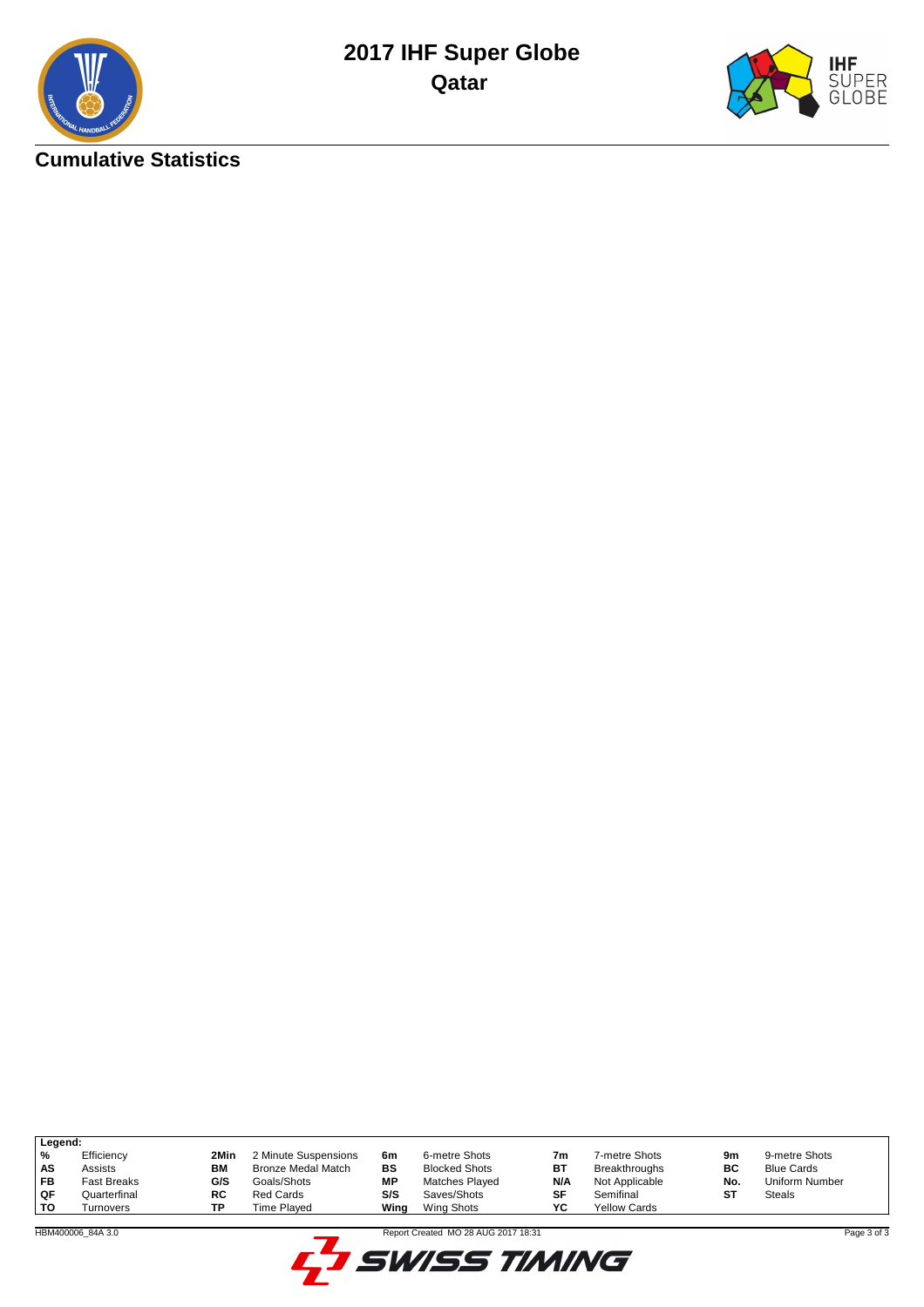# 2017 IHF Super Globe

## Qatar

## Cumulative Statistics

| Legend: | | | | | | | | | |
|---|---|---|---|---|---|---|---|---|---|
| % | Efficiency | 2Min | 2 Minute Suspensions | 6m | 6-metre Shots | 7m | 7-metre Shots | 9m | 9-metre Shots |
| AS | Assists | BM | Bronze Medal Match | BS | Blocked Shots | BT | Breakthroughs | BC | Blue Cards |
| FB | Fast Breaks | G/S | Goals/Shots | MP | Matches Played | N/A | Not Applicable | No. | Uniform Number |
| QF | Quarterfinal | RC | Red Cards | S/S | Saves/Shots | SF | Semifinal | ST | Steals |
| TO | Turnovers | TP | Time Played | Wing | Wing Shots | YC | Yellow Cards | | |

HBM400006_84A 3.0 Report Created MO 28 AUG 2017 18:31